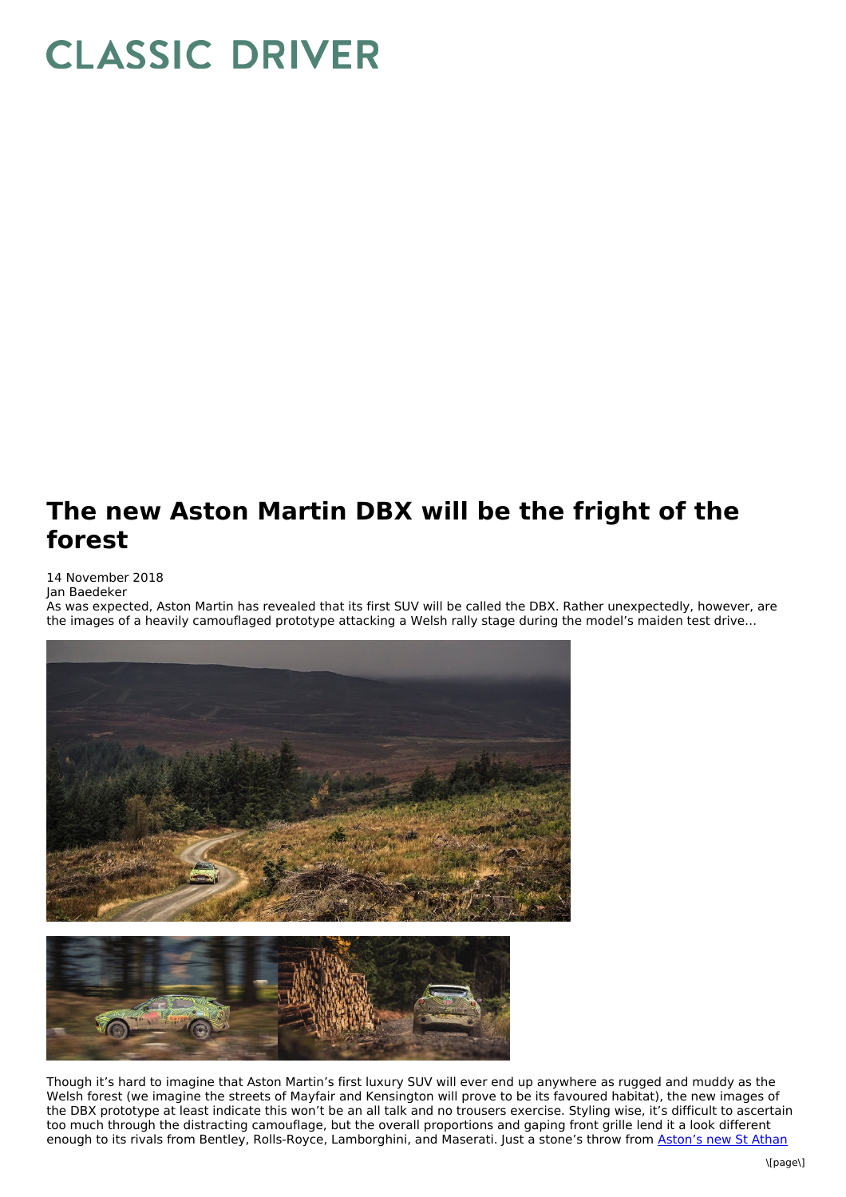# CLASSIC DRIVER

## The new Aston Martin DBX will be the fright of the forest

14 November 2018
Jan Baedeker

As was expected, Aston Martin has revealed that its first SUV will be called the DBX. Rather unexpectedly, however, are the images of a heavily camouflaged prototype attacking a Welsh rally stage during the model's maiden test drive...

Though it's hard to imagine that Aston Martin's first luxury SUV will ever end up anywhere as rugged and muddy as the Welsh forest (we imagine the streets of Mayfair and Kensington will prove to be its favoured habitat), the new images of the DBX prototype at least indicate this won't be an all talk and no trousers exercise. Styling wise, it's difficult to ascertain too much through the distracting camouflage, but the overall proportions and gaping front grille lend it a look different enough to its rivals from Bentley, Rolls-Royce, Lamborghini, and Maserati. Just a stone's throw from [Aston's new St Athan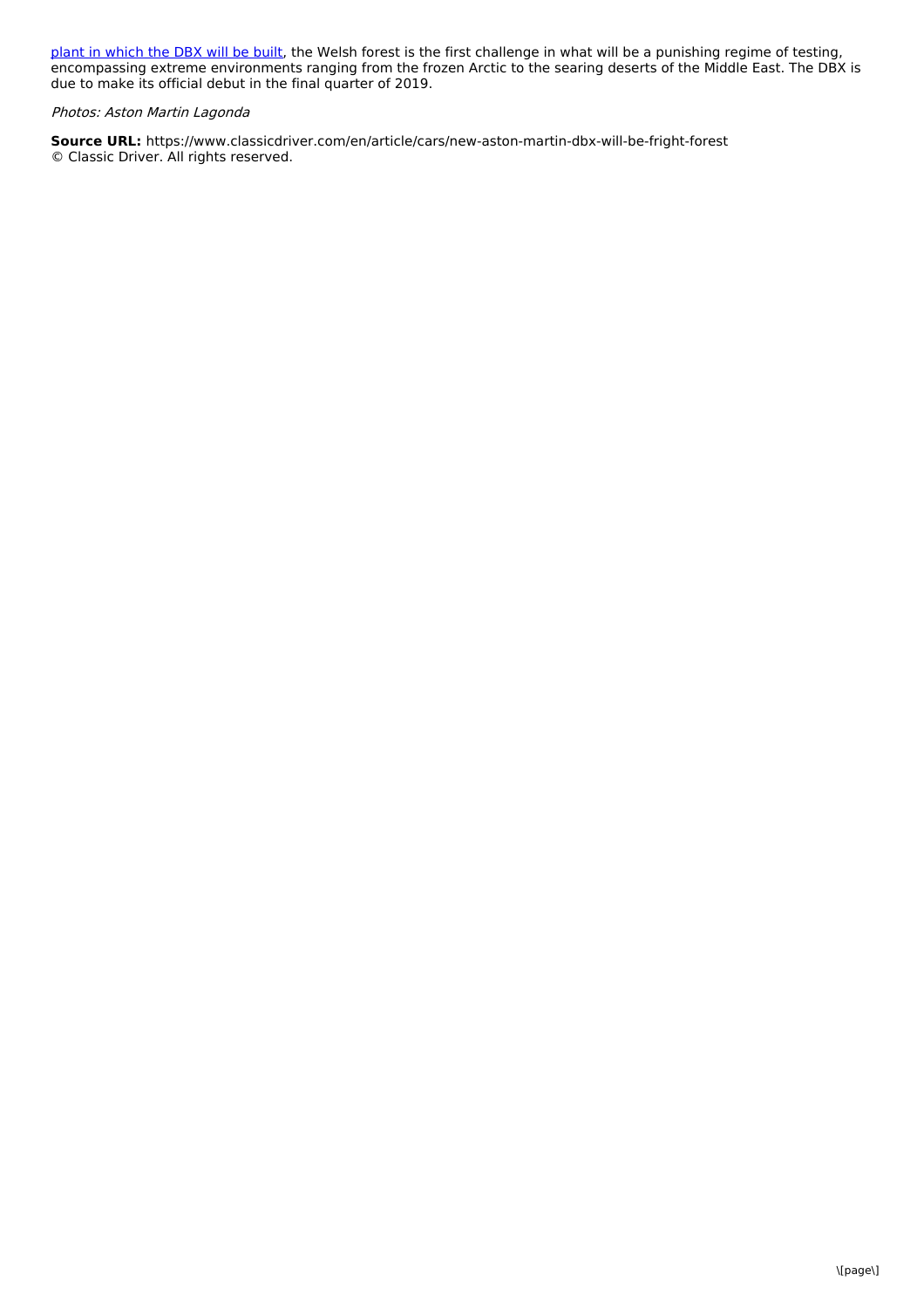plant in which the DBX will be built, the Welsh forest is the first challenge in what will be a punishing regime of testing, encompassing extreme environments ranging from the frozen Arctic to the searing deserts of the Middle East. The DBX is due to make its official debut in the final quarter of 2019.

*Photos: Aston Martin Lagonda*

**Source URL:** https://www.classicdriver.com/en/article/cars/new-aston-martin-dbx-will-be-fright-forest
© Classic Driver. All rights reserved.